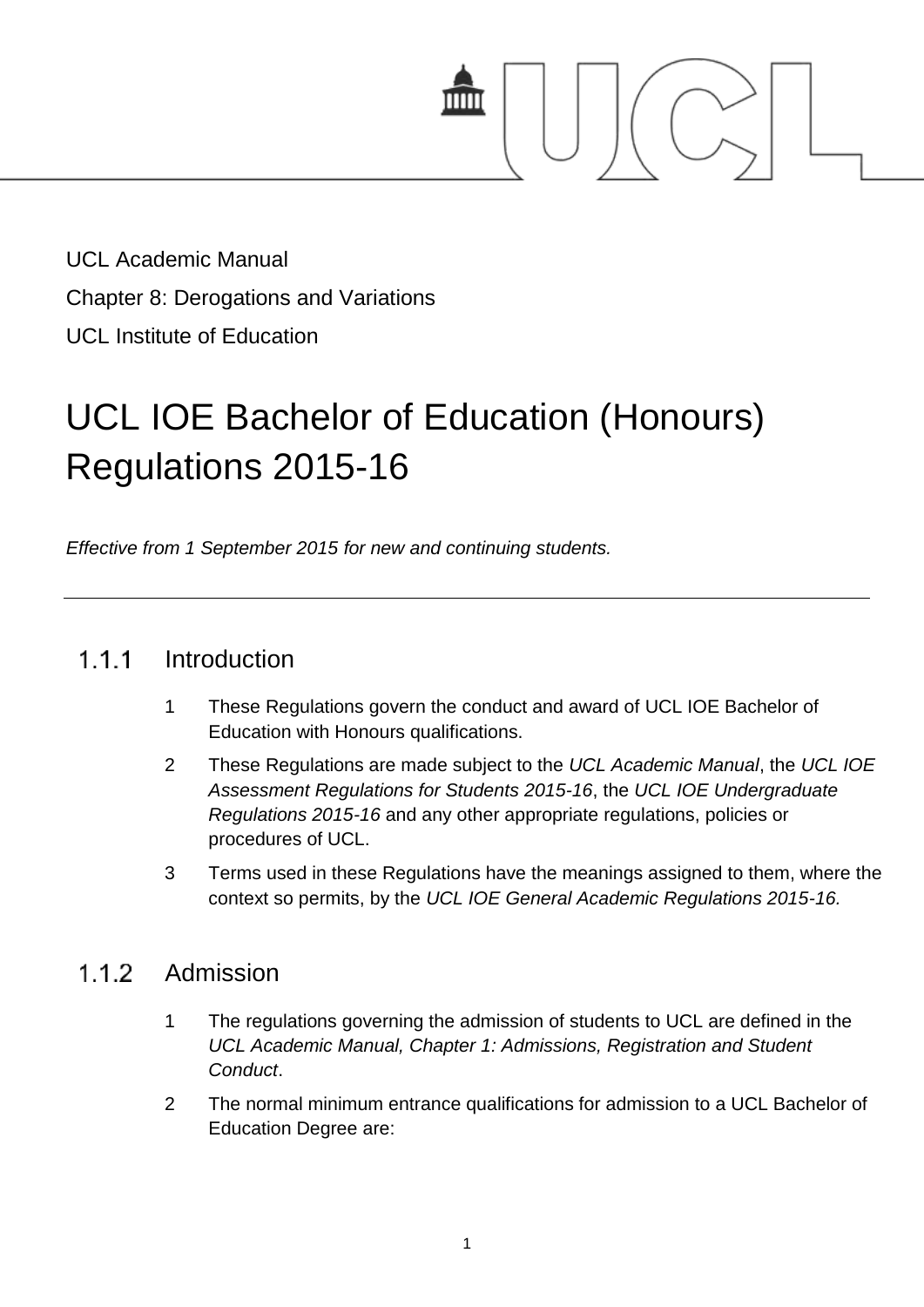UCL Academic Manual

Chapter 8: Derogations and Variations

UCL Institute of Education

# UCL IOE Bachelor of Education (Honours) Regulations 2015-16

*Effective from 1 September 2015 for new and continuing students.*

---

## 1.1.1 Introduction

1. These Regulations govern the conduct and award of UCL IOE Bachelor of Education with Honours qualifications.
2. These Regulations are made subject to the *UCL Academic Manual*, the *UCL IOE Assessment Regulations for Students 2015-16*, the *UCL IOE Undergraduate Regulations 2015-16* and any other appropriate regulations, policies or procedures of UCL.
3. Terms used in these Regulations have the meanings assigned to them, where the context so permits, by the *UCL IOE General Academic Regulations 2015-16.*

## 1.1.2 Admission

1. The regulations governing the admission of students to UCL are defined in the *UCL Academic Manual, Chapter 1: Admissions, Registration and Student Conduct*.
2. The normal minimum entrance qualifications for admission to a UCL Bachelor of Education Degree are: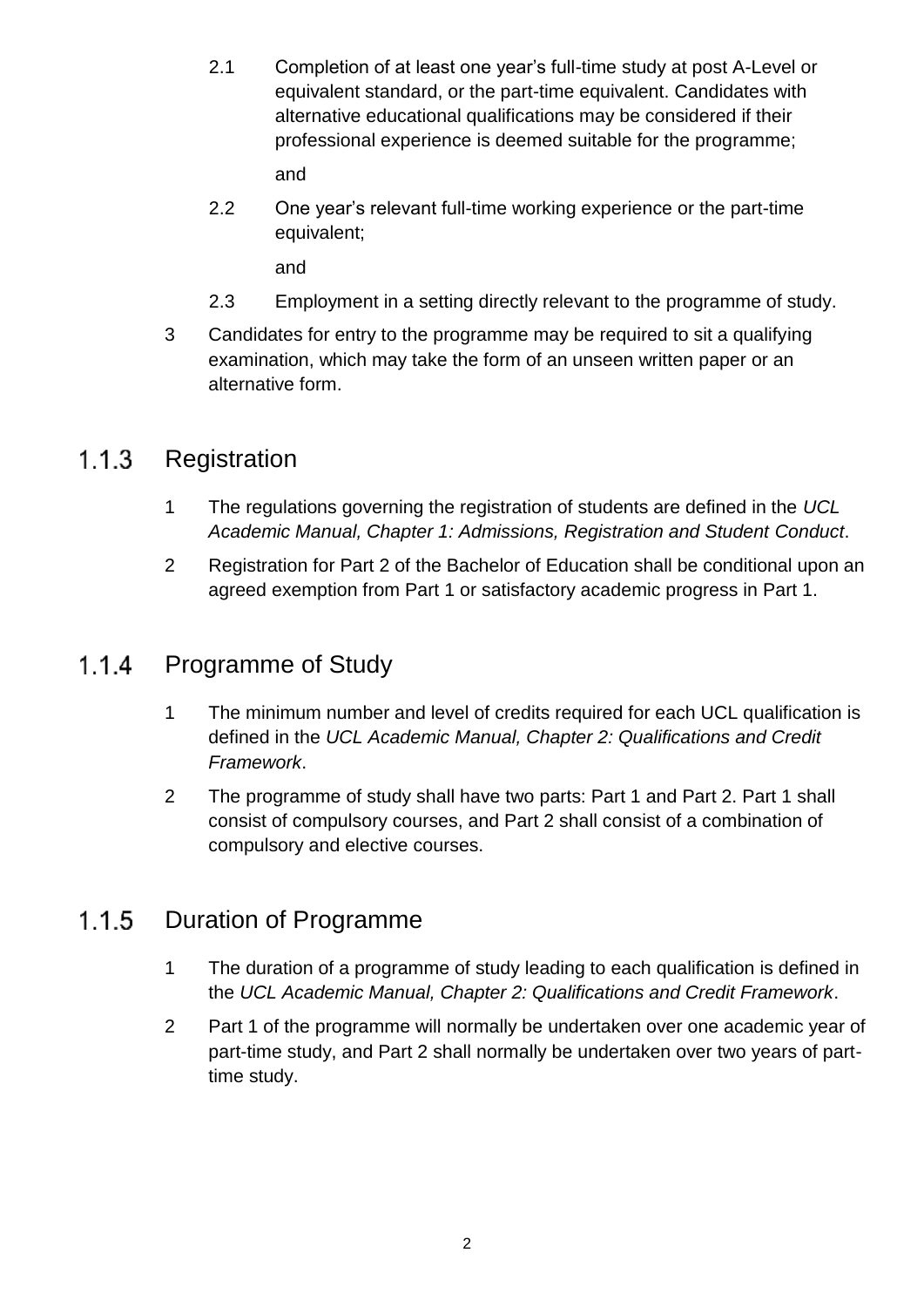2.1 Completion of at least one year's full-time study at post A-Level or equivalent standard, or the part-time equivalent. Candidates with alternative educational qualifications may be considered if their professional experience is deemed suitable for the programme;

and

2.2 One year's relevant full-time working experience or the part-time equivalent;

and

2.3 Employment in a setting directly relevant to the programme of study.

3 Candidates for entry to the programme may be required to sit a qualifying examination, which may take the form of an unseen written paper or an alternative form.

### 1.1.3 Registration

1 The regulations governing the registration of students are defined in the *UCL Academic Manual, Chapter 1: Admissions, Registration and Student Conduct*.

2 Registration for Part 2 of the Bachelor of Education shall be conditional upon an agreed exemption from Part 1 or satisfactory academic progress in Part 1.

### 1.1.4 Programme of Study

1 The minimum number and level of credits required for each UCL qualification is defined in the *UCL Academic Manual, Chapter 2: Qualifications and Credit Framework*.

2 The programme of study shall have two parts: Part 1 and Part 2. Part 1 shall consist of compulsory courses, and Part 2 shall consist of a combination of compulsory and elective courses.

### 1.1.5 Duration of Programme

1 The duration of a programme of study leading to each qualification is defined in the *UCL Academic Manual, Chapter 2: Qualifications and Credit Framework*.

2 Part 1 of the programme will normally be undertaken over one academic year of part-time study, and Part 2 shall normally be undertaken over two years of part-time study.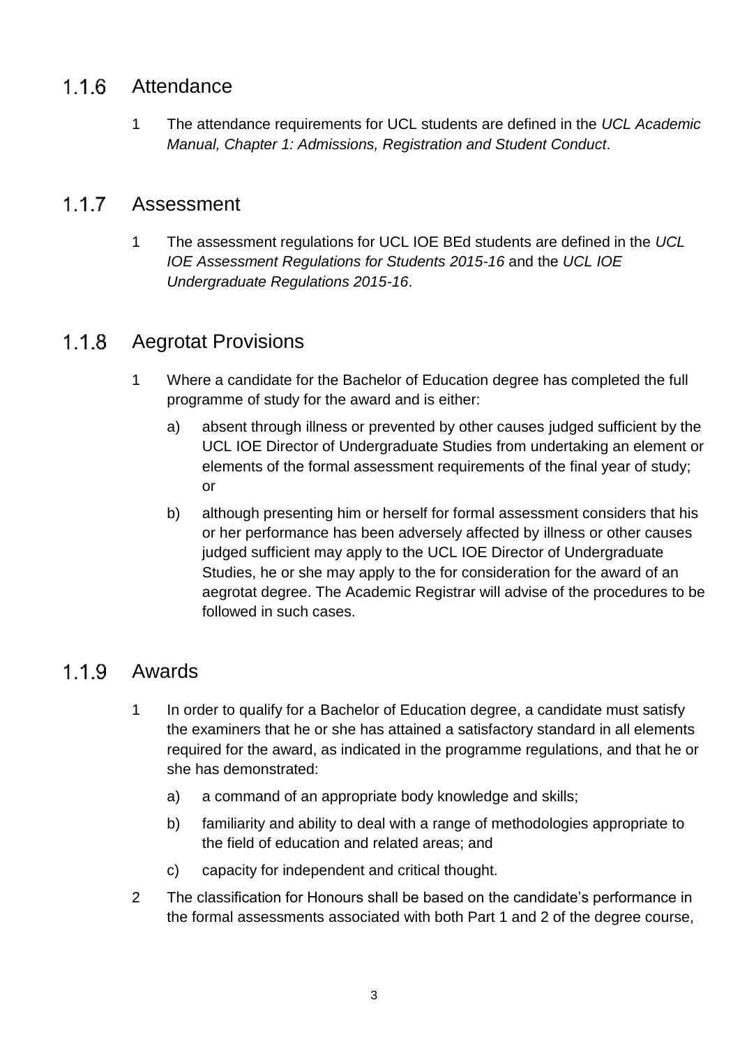### 1.1.6 Attendance

1 The attendance requirements for UCL students are defined in the *UCL Academic Manual, Chapter 1: Admissions, Registration and Student Conduct*.

### 1.1.7 Assessment

1 The assessment regulations for UCL IOE BEd students are defined in the *UCL IOE Assessment Regulations for Students 2015-16* and the *UCL IOE Undergraduate Regulations 2015-16*.

### 1.1.8 Aegrotat Provisions

1 Where a candidate for the Bachelor of Education degree has completed the full programme of study for the award and is either:

   a) absent through illness or prevented by other causes judged sufficient by the UCL IOE Director of Undergraduate Studies from undertaking an element or elements of the formal assessment requirements of the final year of study; or

   b) although presenting him or herself for formal assessment considers that his or her performance has been adversely affected by illness or other causes judged sufficient may apply to the UCL IOE Director of Undergraduate Studies, he or she may apply to the for consideration for the award of an aegrotat degree. The Academic Registrar will advise of the procedures to be followed in such cases.

### 1.1.9 Awards

1 In order to qualify for a Bachelor of Education degree, a candidate must satisfy the examiners that he or she has attained a satisfactory standard in all elements required for the award, as indicated in the programme regulations, and that he or she has demonstrated:

   a) a command of an appropriate body knowledge and skills;

   b) familiarity and ability to deal with a range of methodologies appropriate to the field of education and related areas; and

   c) capacity for independent and critical thought.

2 The classification for Honours shall be based on the candidate's performance in the formal assessments associated with both Part 1 and 2 of the degree course,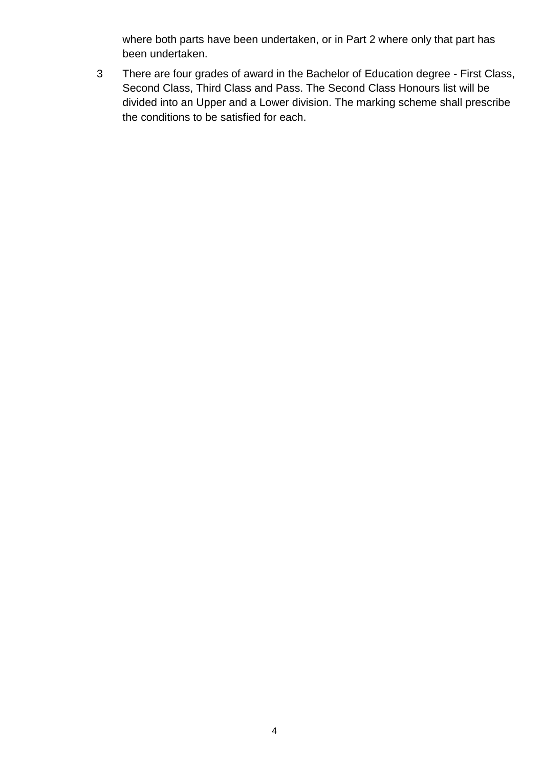where both parts have been undertaken, or in Part 2 where only that part has been undertaken.

3 There are four grades of award in the Bachelor of Education degree - First Class, Second Class, Third Class and Pass. The Second Class Honours list will be divided into an Upper and a Lower division. The marking scheme shall prescribe the conditions to be satisfied for each.